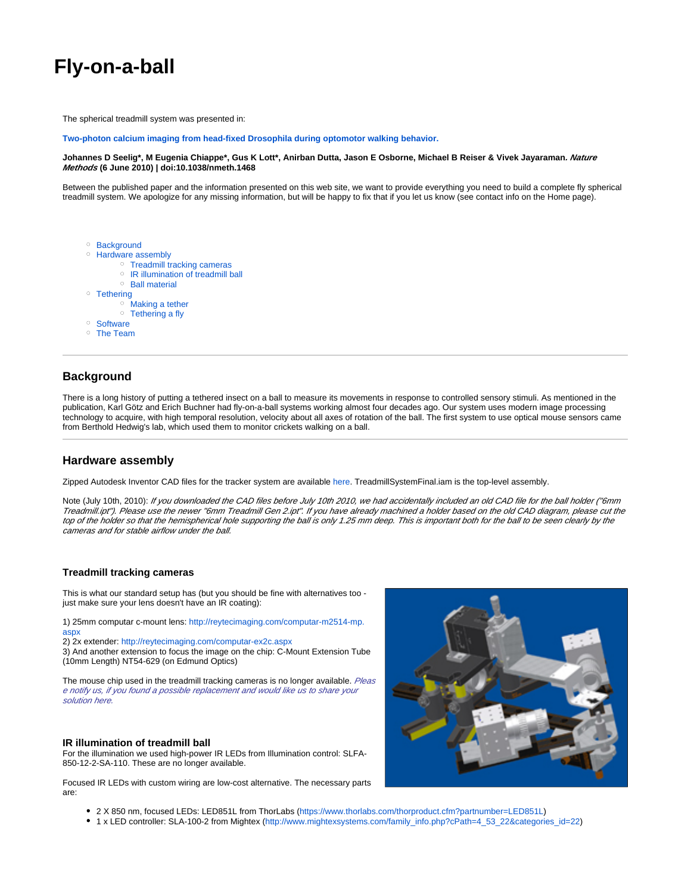# Fly-on-a-ball

The spherical treadmill system was presented in:

**Two-photon calcium imaging from head-fixed Drosophila during optomotor walking behavior.**

**Johannes D Seelig\*, M Eugenia Chiappe\*, Gus K Lott\*, Anirban Dutta, Jason E Osborne, Michael B Reiser & Vivek Jayaraman. *Nature Methods* (6 June 2010) | doi:10.1038/nmeth.1468**

Between the published paper and the information presented on this web site, we want to provide everything you need to build a complete fly spherical treadmill system. We apologize for any missing information, but will be happy to fix that if you let us know (see contact info on the Home page).

- Background
- Hardware assembly
  - Treadmill tracking cameras
  - IR illumination of treadmill ball
  - Ball material
- Tethering
  - Making a tether
  - Tethering a fly
- Software
- The Team

---

## Background

There is a long history of putting a tethered insect on a ball to measure its movements in response to controlled sensory stimuli. As mentioned in the publication, Karl Götz and Erich Buchner had fly-on-a-ball systems working almost four decades ago. Our system uses modern image processing technology to acquire, with high temporal resolution, velocity about all axes of rotation of the ball. The first system to use optical mouse sensors came from Berthold Hedwig's lab, which used them to monitor crickets walking on a ball.

---

## Hardware assembly

Zipped Autodesk Inventor CAD files for the tracker system are available here. TreadmillSystemFinal.iam is the top-level assembly.

Note (July 10th, 2010): *If you downloaded the CAD files before July 10th 2010, we had accidentally included an old CAD file for the ball holder ("6mm Treadmill.ipt"). Please use the newer "6mm Treadmill Gen 2.ipt". If you have already machined a holder based on the old CAD diagram, please cut the top of the holder so that the hemispherical hole supporting the ball is only 1.25 mm deep. This is important both for the ball to be seen clearly by the cameras and for stable airflow under the ball.*

### Treadmill tracking cameras

This is what our standard setup has (but you should be fine with alternatives too - just make sure your lens doesn't have an IR coating):

1) 25mm computar c-mount lens: http://reytecimaging.com/computar-m2514-mp.aspx
2) 2x extender: http://reytecimaging.com/computar-ex2c.aspx
3) And another extension to focus the image on the chip: C-Mount Extension Tube (10mm Length) NT54-629 (on Edmund Optics)

The mouse chip used in the treadmill tracking cameras is no longer available. *Please notify us, if you found a possible replacement and would like us to share your solution here.*

### IR illumination of treadmill ball

For the illumination we used high-power IR LEDs from Illumination control: SLFA-850-12-2-SA-110. These are no longer available.

Focused IR LEDs with custom wiring are low-cost alternative. The necessary parts are:

- 2 X 850 nm, focused LEDs: LED851L from ThorLabs (https://www.thorlabs.com/thorproduct.cfm?partnumber=LED851L)
- 1 x LED controller: SLA-100-2 from Mightex (http://www.mightexsystems.com/family_info.php?cPath=4_53_22&categories_id=22)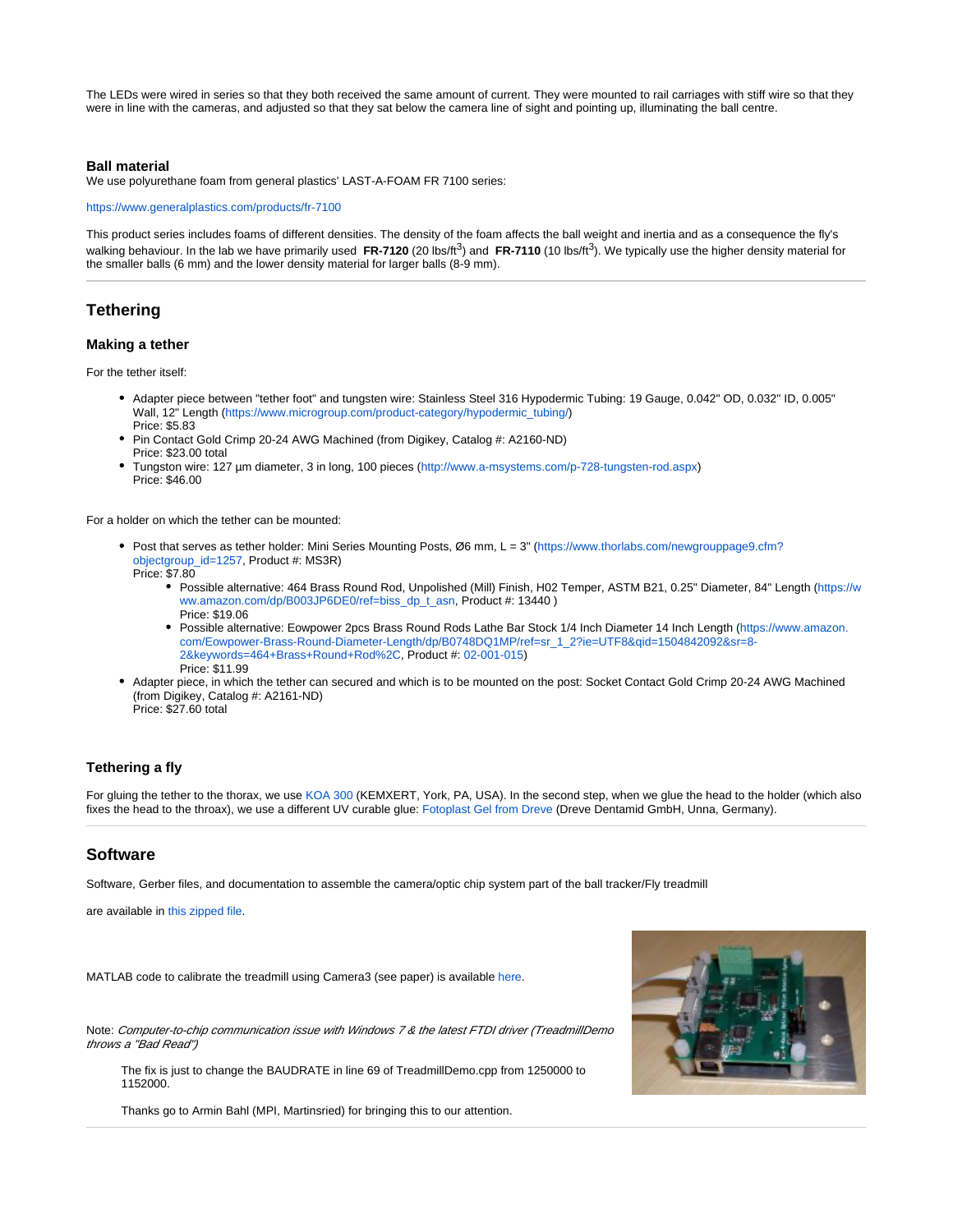The LEDs were wired in series so that they both received the same amount of current. They were mounted to rail carriages with stiff wire so that they were in line with the cameras, and adjusted so that they sat below the camera line of sight and pointing up, illuminating the ball centre.

### Ball material

We use polyurethane foam from general plastics' LAST-A-FOAM FR 7100 series:

https://www.generalplastics.com/products/fr-7100

This product series includes foams of different densities. The density of the foam affects the ball weight and inertia and as a consequence the fly's walking behaviour. In the lab we have primarily used **FR-7120** (20 lbs/ft$^3$) and **FR-7110** (10 lbs/ft$^3$). We typically use the higher density material for the smaller balls (6 mm) and the lower density material for larger balls (8-9 mm).

## Tethering

### Making a tether

For the tether itself:

- Adapter piece between "tether foot" and tungsten wire: Stainless Steel 316 Hypodermic Tubing: 19 Gauge, 0.042" OD, 0.032" ID, 0.005" Wall, 12" Length (https://www.microgroup.com/product-category/hypodermic_tubing/)
  Price: $5.83
- Pin Contact Gold Crimp 20-24 AWG Machined (from Digikey, Catalog #: A2160-ND)
  Price: $23.00 total
- Tungston wire: 127 µm diameter, 3 in long, 100 pieces (http://www.a-msystems.com/p-728-tungsten-rod.aspx)
  Price: $46.00

For a holder on which the tether can be mounted:

- Post that serves as tether holder: Mini Series Mounting Posts, Ø6 mm, L = 3" (https://www.thorlabs.com/newgrouppage9.cfm?objectgroup_id=1257, Product #: MS3R)
  Price: $7.80
  - Possible alternative: 464 Brass Round Rod, Unpolished (Mill) Finish, H02 Temper, ASTM B21, 0.25" Diameter, 84" Length (https://www.amazon.com/dp/B003JP6DE0/ref=biss_dp_t_asn, Product #: 13440 )
    Price: $19.06
  - Possible alternative: Eowpower 2pcs Brass Round Rods Lathe Bar Stock 1/4 Inch Diameter 14 Inch Length (https://www.amazon.com/Eowpower-Brass-Round-Diameter-Length/dp/B0748DQ1MP/ref=sr_1_2?ie=UTF8&qid=1504842092&sr=8-2&keywords=464+Brass+Round+Rod%2C, Product #: 02-001-015)
    Price: $11.99
- Adapter piece, in which the tether can secured and which is to be mounted on the post: Socket Contact Gold Crimp 20-24 AWG Machined (from Digikey, Catalog #: A2161-ND)
  Price: $27.60 total

### Tethering a fly

For gluing the tether to the thorax, we use KOA 300 (KEMXERT, York, PA, USA). In the second step, when we glue the head to the holder (which also fixes the head to the throax), we use a different UV curable glue: Fotoplast Gel from Dreve (Dreve Dentamid GmbH, Unna, Germany).

## Software

Software, Gerber files, and documentation to assemble the camera/optic chip system part of the ball tracker/Fly treadmill

are available in this zipped file.

MATLAB code to calibrate the treadmill using Camera3 (see paper) is available here.

Note: *Computer-to-chip communication issue with Windows 7 & the latest FTDI driver (TreadmillDemo throws a "Bad Read")*

> The fix is just to change the BAUDRATE in line 69 of TreadmillDemo.cpp from 1250000 to 1152000.
>
> Thanks go to Armin Bahl (MPI, Martinsried) for bringing this to our attention.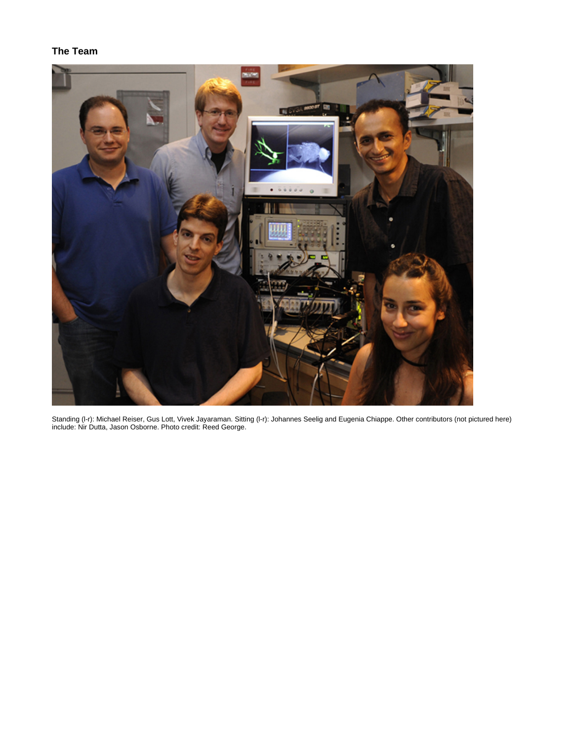## The Team

Standing (l-r): Michael Reiser, Gus Lott, Vivek Jayaraman. Sitting (l-r): Johannes Seelig and Eugenia Chiappe. Other contributors (not pictured here) include: Nir Dutta, Jason Osborne. Photo credit: Reed George.